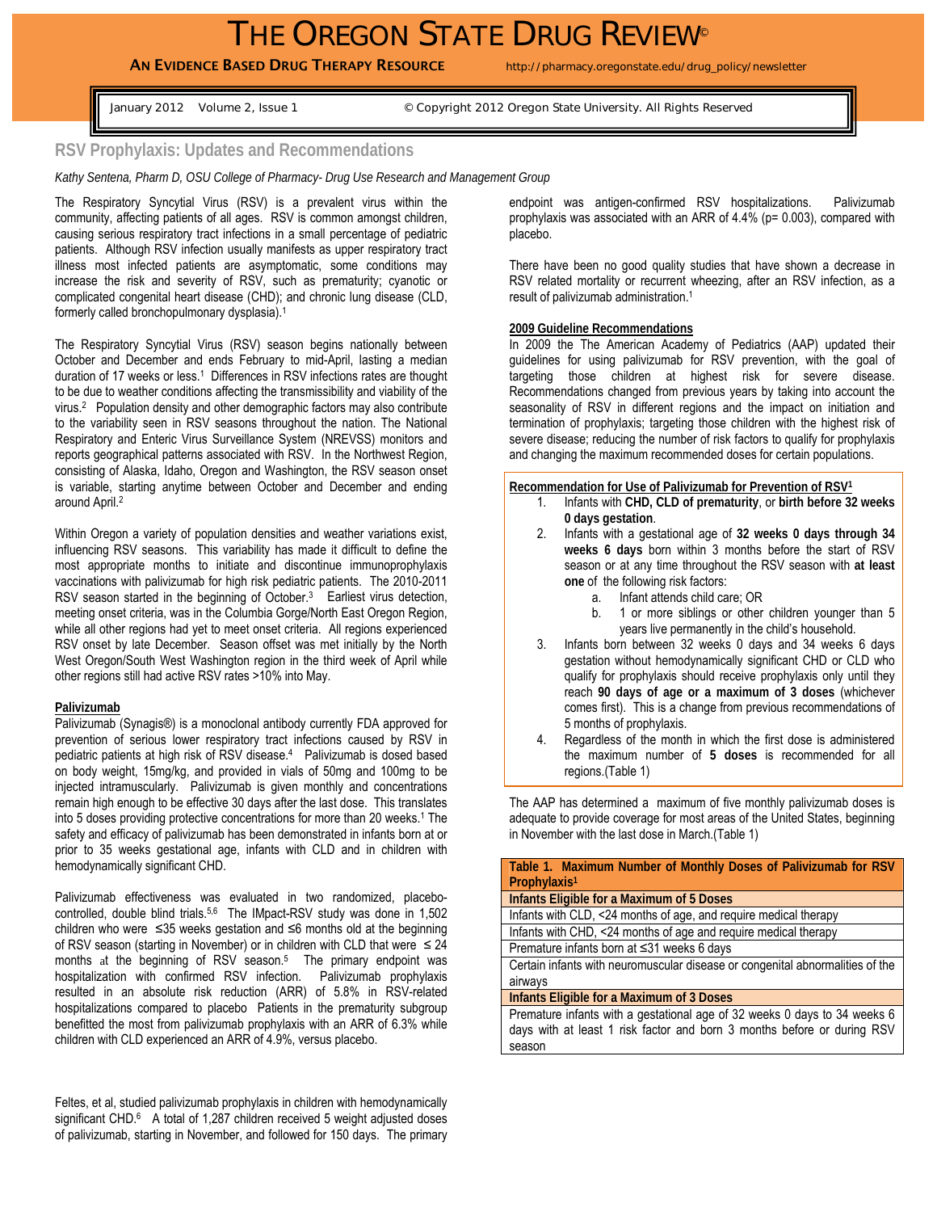# THE OREGON STATE DRUG REVIEW©

**AN EVIDENCE BASED DRUG THERAPY RESOURCE** http://pharmacy.oregonstate.edu/drug_policy/newsletter

January 2012 Volume 2, Issue 1 © Copyright 2012 Oregon State University. All Rights Reserved

## RSV Prophylaxis: Updates and Recommendations

*Kathy Sentena, Pharm D, OSU College of Pharmacy- Drug Use Research and Management Group*

The Respiratory Syncytial Virus (RSV) is a prevalent virus within the community, affecting patients of all ages. RSV is common amongst children, causing serious respiratory tract infections in a small percentage of pediatric patients. Although RSV infection usually manifests as upper respiratory tract illness most infected patients are asymptomatic, some conditions may increase the risk and severity of RSV, such as prematurity; cyanotic or complicated congenital heart disease (CHD); and chronic lung disease (CLD, formerly called bronchopulmonary dysplasia).[1]

The Respiratory Syncytial Virus (RSV) season begins nationally between October and December and ends February to mid-April, lasting a median duration of 17 weeks or less.[1] Differences in RSV infections rates are thought to be due to weather conditions affecting the transmissibility and viability of the virus.[2] Population density and other demographic factors may also contribute to the variability seen in RSV seasons throughout the nation. The National Respiratory and Enteric Virus Surveillance System (NREVSS) monitors and reports geographical patterns associated with RSV. In the Northwest Region, consisting of Alaska, Idaho, Oregon and Washington, the RSV season onset is variable, starting anytime between October and December and ending around April.[2]

Within Oregon a variety of population densities and weather variations exist, influencing RSV seasons. This variability has made it difficult to define the most appropriate months to initiate and discontinue immunoprophylaxis vaccinations with palivizumab for high risk pediatric patients. The 2010-2011 RSV season started in the beginning of October.[3] Earliest virus detection, meeting onset criteria, was in the Columbia Gorge/North East Oregon Region, while all other regions had yet to meet onset criteria. All regions experienced RSV onset by late December. Season offset was met initially by the North West Oregon/South West Washington region in the third week of April while other regions still had active RSV rates >10% into May.

### Palivizumab

Palivizumab (Synagis®) is a monoclonal antibody currently FDA approved for prevention of serious lower respiratory tract infections caused by RSV in pediatric patients at high risk of RSV disease.[4] Palivizumab is dosed based on body weight, 15mg/kg, and provided in vials of 50mg and 100mg to be injected intramuscularly. Palivizumab is given monthly and concentrations remain high enough to be effective 30 days after the last dose. This translates into 5 doses providing protective concentrations for more than 20 weeks.[1] The safety and efficacy of palivizumab has been demonstrated in infants born at or prior to 35 weeks gestational age, infants with CLD and in children with hemodynamically significant CHD.

Palivizumab effectiveness was evaluated in two randomized, placebo-controlled, double blind trials.[5,6] The IMpact-RSV study was done in 1,502 children who were ≤35 weeks gestation and ≤6 months old at the beginning of RSV season (starting in November) or in children with CLD that were ≤ 24 months at the beginning of RSV season.[5] The primary endpoint was hospitalization with confirmed RSV infection. Palivizumab prophylaxis resulted in an absolute risk reduction (ARR) of 5.8% in RSV-related hospitalizations compared to placebo Patients in the prematurity subgroup benefitted the most from palivizumab prophylaxis with an ARR of 6.3% while children with CLD experienced an ARR of 4.9%, versus placebo.

Feltes, et al, studied palivizumab prophylaxis in children with hemodynamically significant CHD.[6] A total of 1,287 children received 5 weight adjusted doses of palivizumab, starting in November, and followed for 150 days. The primary endpoint was antigen-confirmed RSV hospitalizations. Palivizumab prophylaxis was associated with an ARR of 4.4% (p= 0.003), compared with placebo.

There have been no good quality studies that have shown a decrease in RSV related mortality or recurrent wheezing, after an RSV infection, as a result of palivizumab administration.[1]

### 2009 Guideline Recommendations

In 2009 the The American Academy of Pediatrics (AAP) updated their guidelines for using palivizumab for RSV prevention, with the goal of targeting those children at highest risk for severe disease. Recommendations changed from previous years by taking into account the seasonality of RSV in different regions and the impact on initiation and termination of prophylaxis; targeting those children with the highest risk of severe disease; reducing the number of risk factors to qualify for prophylaxis and changing the maximum recommended doses for certain populations.

**Recommendation for Use of Palivizumab for Prevention of RSV[1]**

1. Infants with **CHD, CLD of prematurity**, or **birth before 32 weeks 0 days gestation**.
2. Infants with a gestational age of **32 weeks 0 days through 34 weeks 6 days** born within 3 months before the start of RSV season or at any time throughout the RSV season with **at least one** of the following risk factors:
   a. Infant attends child care; OR
   b. 1 or more siblings or other children younger than 5 years live permanently in the child's household.
3. Infants born between 32 weeks 0 days and 34 weeks 6 days gestation without hemodynamically significant CHD or CLD who qualify for prophylaxis should receive prophylaxis only until they reach **90 days of age or a maximum of 3 doses** (whichever comes first). This is a change from previous recommendations of 5 months of prophylaxis.
4. Regardless of the month in which the first dose is administered the maximum number of **5 doses** is recommended for all regions.(Table 1)

The AAP has determined a maximum of five monthly palivizumab doses is adequate to provide coverage for most areas of the United States, beginning in November with the last dose in March.(Table 1)

| Table 1. Maximum Number of Monthly Doses of Palivizumab for RSV Prophylaxis[1] |
|---|
| **Infants Eligible for a Maximum of 5 Doses** |
| Infants with CLD, <24 months of age, and require medical therapy |
| Infants with CHD, <24 months of age and require medical therapy |
| Premature infants born at ≤31 weeks 6 days |
| Certain infants with neuromuscular disease or congenital abnormalities of the airways |
| **Infants Eligible for a Maximum of 3 Doses** |
| Premature infants with a gestational age of 32 weeks 0 days to 34 weeks 6 days with at least 1 risk factor and born 3 months before or during RSV season |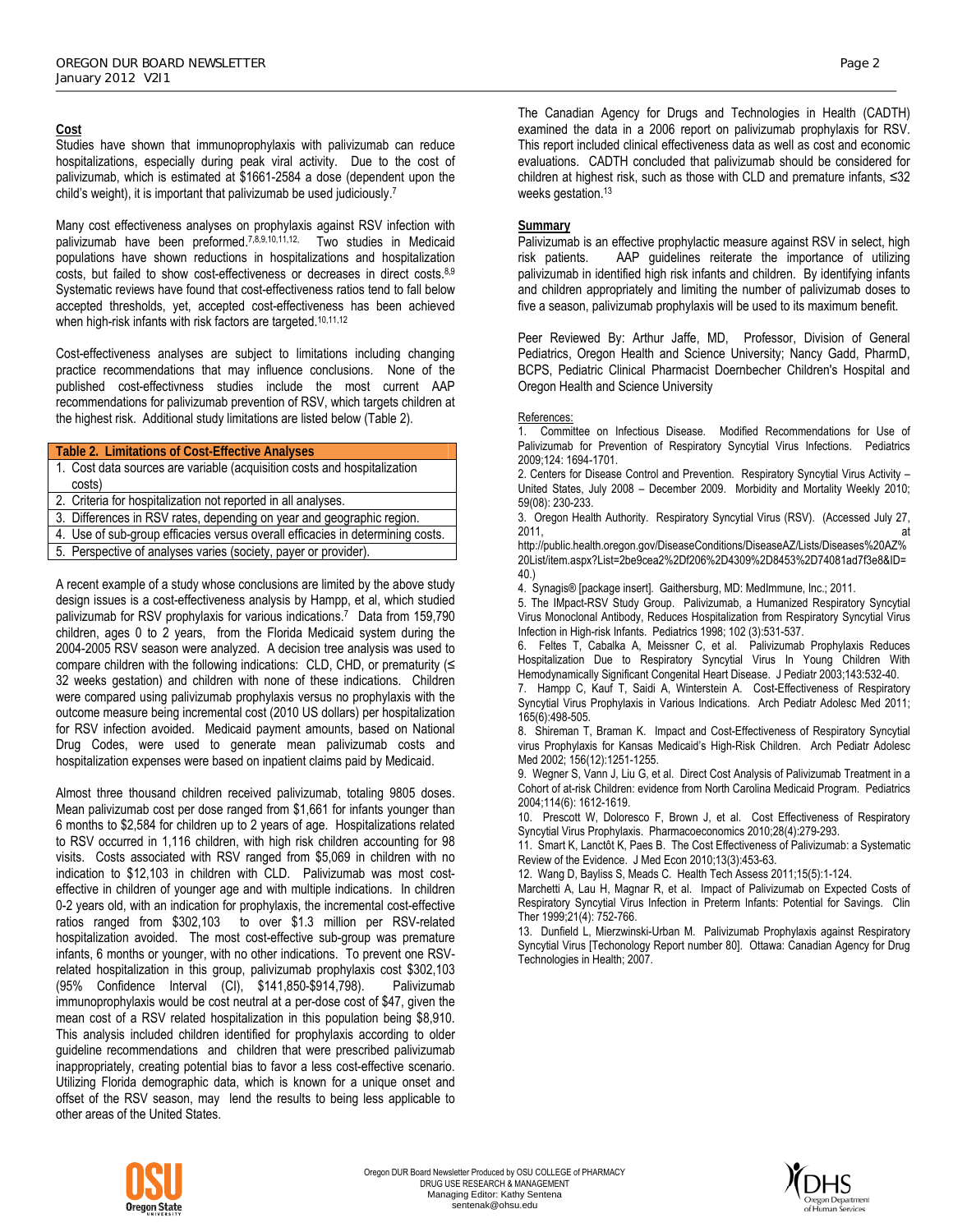## Cost

Studies have shown that immunoprophylaxis with palivizumab can reduce hospitalizations, especially during peak viral activity. Due to the cost of palivizumab, which is estimated at $1661-2584 a dose (dependent upon the child's weight), it is important that palivizumab be used judiciously.[7]

Many cost effectiveness analyses on prophylaxis against RSV infection with palivizumab have been preformed.[7,8,9,10,11,12] Two studies in Medicaid populations have shown reductions in hospitalizations and hospitalization costs, but failed to show cost-effectiveness or decreases in direct costs.[8,9] Systematic reviews have found that cost-effectiveness ratios tend to fall below accepted thresholds, yet, accepted cost-effectiveness has been achieved when high-risk infants with risk factors are targeted.[10,11,12]

Cost-effectiveness analyses are subject to limitations including changing practice recommendations that may influence conclusions. None of the published cost-effectivness studies include the most current AAP recommendations for palivizumab prevention of RSV, which targets children at the highest risk. Additional study limitations are listed below (Table 2).

| Table 2. Limitations of Cost-Effective Analyses |
|---|
| 1. Cost data sources are variable (acquisition costs and hospitalization costs) |
| 2. Criteria for hospitalization not reported in all analyses. |
| 3. Differences in RSV rates, depending on year and geographic region. |
| 4. Use of sub-group efficacies versus overall efficacies in determining costs. |
| 5. Perspective of analyses varies (society, payer or provider). |

A recent example of a study whose conclusions are limited by the above study design issues is a cost-effectiveness analysis by Hampp, et al, which studied palivizumab for RSV prophylaxis for various indications.[7] Data from 159,790 children, ages 0 to 2 years, from the Florida Medicaid system during the 2004-2005 RSV season were analyzed. A decision tree analysis was used to compare children with the following indications: CLD, CHD, or prematurity (≤ 32 weeks gestation) and children with none of these indications. Children were compared using palivizumab prophylaxis versus no prophylaxis with the outcome measure being incremental cost (2010 US dollars) per hospitalization for RSV infection avoided. Medicaid payment amounts, based on National Drug Codes, were used to generate mean palivizumab costs and hospitalization expenses were based on inpatient claims paid by Medicaid.

Almost three thousand children received palivizumab, totaling 9805 doses. Mean palivizumab cost per dose ranged from $1,661 for infants younger than 6 months to $2,584 for children up to 2 years of age. Hospitalizations related to RSV occurred in 1,116 children, with high risk children accounting for 98 visits. Costs associated with RSV ranged from $5,069 in children with no indication to $12,103 in children with CLD. Palivizumab was most cost-effective in children of younger age and with multiple indications. In children 0-2 years old, with an indication for prophylaxis, the incremental cost-effective ratios ranged from $302,103 to over $1.3 million per RSV-related hospitalization avoided. The most cost-effective sub-group was premature infants, 6 months or younger, with no other indications. To prevent one RSV-related hospitalization in this group, palivizumab prophylaxis cost $302,103 (95% Confidence Interval (CI), $141,850-$914,798). Palivizumab immunoprophylaxis would be cost neutral at a per-dose cost of $47, given the mean cost of a RSV related hospitalization in this population being $8,910. This analysis included children identified for prophylaxis according to older guideline recommendations and children that were prescribed palivizumab inappropriately, creating potential bias to favor a less cost-effective scenario. Utilizing Florida demographic data, which is known for a unique onset and offset of the RSV season, may lend the results to being less applicable to other areas of the United States.

The Canadian Agency for Drugs and Technologies in Health (CADTH) examined the data in a 2006 report on palivizumab prophylaxis for RSV. This report included clinical effectiveness data as well as cost and economic evaluations. CADTH concluded that palivizumab should be considered for children at highest risk, such as those with CLD and premature infants, ≤32 weeks gestation.[13]

## Summary

Palivizumab is an effective prophylactic measure against RSV in select, high risk patients. AAP guidelines reiterate the importance of utilizing palivizumab in identified high risk infants and children. By identifying infants and children appropriately and limiting the number of palivizumab doses to five a season, palivizumab prophylaxis will be used to its maximum benefit.

Peer Reviewed By: Arthur Jaffe, MD, Professor, Division of General Pediatrics, Oregon Health and Science University; Nancy Gadd, PharmD, BCPS, Pediatric Clinical Pharmacist Doernbecher Children's Hospital and Oregon Health and Science University

References:

1. Committee on Infectious Disease. Modified Recommendations for Use of Palivizumab for Prevention of Respiratory Syncytial Virus Infections. Pediatrics 2009;124: 1694-1701.
2. Centers for Disease Control and Prevention. Respiratory Syncytial Virus Activity – United States, July 2008 – December 2009. Morbidity and Mortality Weekly 2010; 59(08): 230-233.
3. Oregon Health Authority. Respiratory Syncytial Virus (RSV). (Accessed July 27, 2011, at http://public.health.oregon.gov/DiseaseConditions/DiseaseAZ/Lists/Diseases%20AZ%20List/item.aspx?List=2be9cea2%2Df206%2D4309%2D8453%2D74081ad7f3e8&ID=40.)
4. Synagis® [package insert]. Gaithersburg, MD: MedImmune, Inc.; 2011.
5. The IMpact-RSV Study Group. Palivizumab, a Humanized Respiratory Syncytial Virus Monoclonal Antibody, Reduces Hospitalization from Respiratory Syncytial Virus Infection in High-risk Infants. Pediatrics 1998; 102 (3):531-537.
6. Feltes T, Cabalka A, Meissner C, et al. Palivizumab Prophylaxis Reduces Hospitalization Due to Respiratory Syncytial Virus In Young Children With Hemodynamically Significant Congenital Heart Disease. J Pediatr 2003;143:532-40.
7. Hampp C, Kauf T, Saidi A, Winterstein A. Cost-Effectiveness of Respiratory Syncytial Virus Prophylaxis in Various Indications. Arch Pediatr Adolesc Med 2011; 165(6):498-505.
8. Shireman T, Braman K. Impact and Cost-Effectiveness of Respiratory Syncytial virus Prophylaxis for Kansas Medicaid's High-Risk Children. Arch Pediatr Adolesc Med 2002; 156(12):1251-1255.
9. Wegner S, Vann J, Liu G, et al. Direct Cost Analysis of Palivizumab Treatment in a Cohort of at-risk Children: evidence from North Carolina Medicaid Program. Pediatrics 2004;114(6): 1612-1619.
10. Prescott W, Doloresco F, Brown J, et al. Cost Effectiveness of Respiratory Syncytial Virus Prophylaxis. Pharmacoeconomics 2010;28(4):279-293.
11. Smart K, Lanctôt K, Paes B. The Cost Effectiveness of Palivizumab: a Systematic Review of the Evidence. J Med Econ 2010;13(3):453-63.
12. Wang D, Bayliss S, Meads C. Health Tech Assess 2011;15(5):1-124.

Marchetti A, Lau H, Magnar R, et al. Impact of Palivizumab on Expected Costs of Respiratory Syncytial Virus Infection in Preterm Infants: Potential for Savings. Clin Ther 1999;21(4): 752-766.

13. Dunfield L, Mierzwinski-Urban M. Palivizumab Prophylaxis against Respiratory Syncytial Virus [Techonology Report number 80]. Ottawa: Canadian Agency for Drug Technologies in Health; 2007.

Oregon DUR Board Newsletter Produced by OSU COLLEGE of PHARMACY
DRUG USE RESEARCH & MANAGEMENT
Managing Editor: Kathy Sentena
sentenak@ohsu.edu